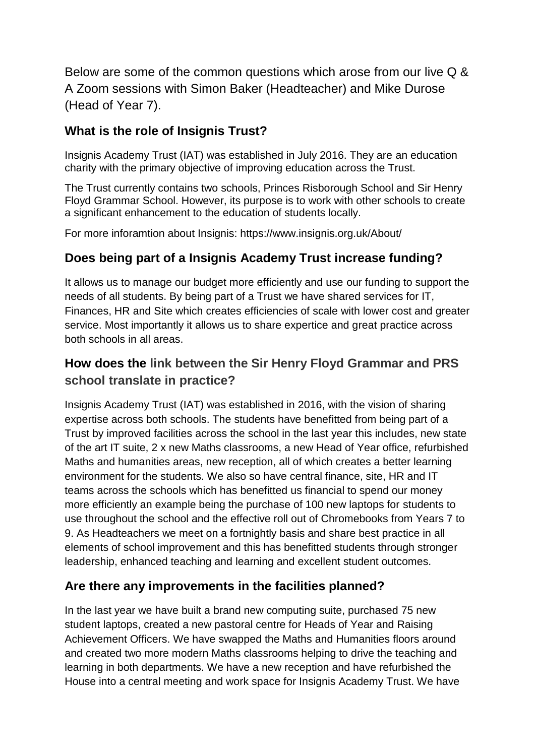Below are some of the common questions which arose from our live Q & A Zoom sessions with Simon Baker (Headteacher) and Mike Durose (Head of Year 7).

### What is the role of Insignis Trust?

Insignis Academy Trust (IAT) was established in July 2016. They are an education charity with the primary objective of improving education across the Trust.

The Trust currently contains two schools, Princes Risborough School and Sir Henry Floyd Grammar School. However, its purpose is to work with other schools to create a significant enhancement to the education of students locally.

For more inforamtion about Insignis: https://www.insignis.org.uk/About/

### Does being part of a Insignis Academy Trust increase funding?

It allows us to manage our budget more efficiently and use our funding to support the needs of all students. By being part of a Trust we have shared services for IT, Finances, HR and Site which creates efficiencies of scale with lower cost and greater service. Most importantly it allows us to share expertice and great practice across both schools in all areas.

### How does the link between the Sir Henry Floyd Grammar and PRS school translate in practice?

Insignis Academy Trust (IAT) was established in 2016, with the vision of sharing expertise across both schools. The students have benefitted from being part of a Trust by improved facilities across the school in the last year this includes, new state of the art IT suite, 2 x new Maths classrooms, a new Head of Year office, refurbished Maths and humanities areas, new reception, all of which creates a better learning environment for the students. We also so have central finance, site, HR and IT teams across the schools which has benefitted us financial to spend our money more efficiently an example being the purchase of 100 new laptops for students to use throughout the school and the effective roll out of Chromebooks from Years 7 to 9. As Headteachers we meet on a fortnightly basis and share best practice in all elements of school improvement and this has benefitted students through stronger leadership, enhanced teaching and learning and excellent student outcomes.

### Are there any improvements in the facilities planned?

In the last year we have built a brand new computing suite, purchased 75 new student laptops, created a new pastoral centre for Heads of Year and Raising Achievement Officers. We have swapped the Maths and Humanities floors around and created two more modern Maths classrooms helping to drive the teaching and learning in both departments. We have a new reception and have refurbished the House into a central meeting and work space for Insignis Academy Trust. We have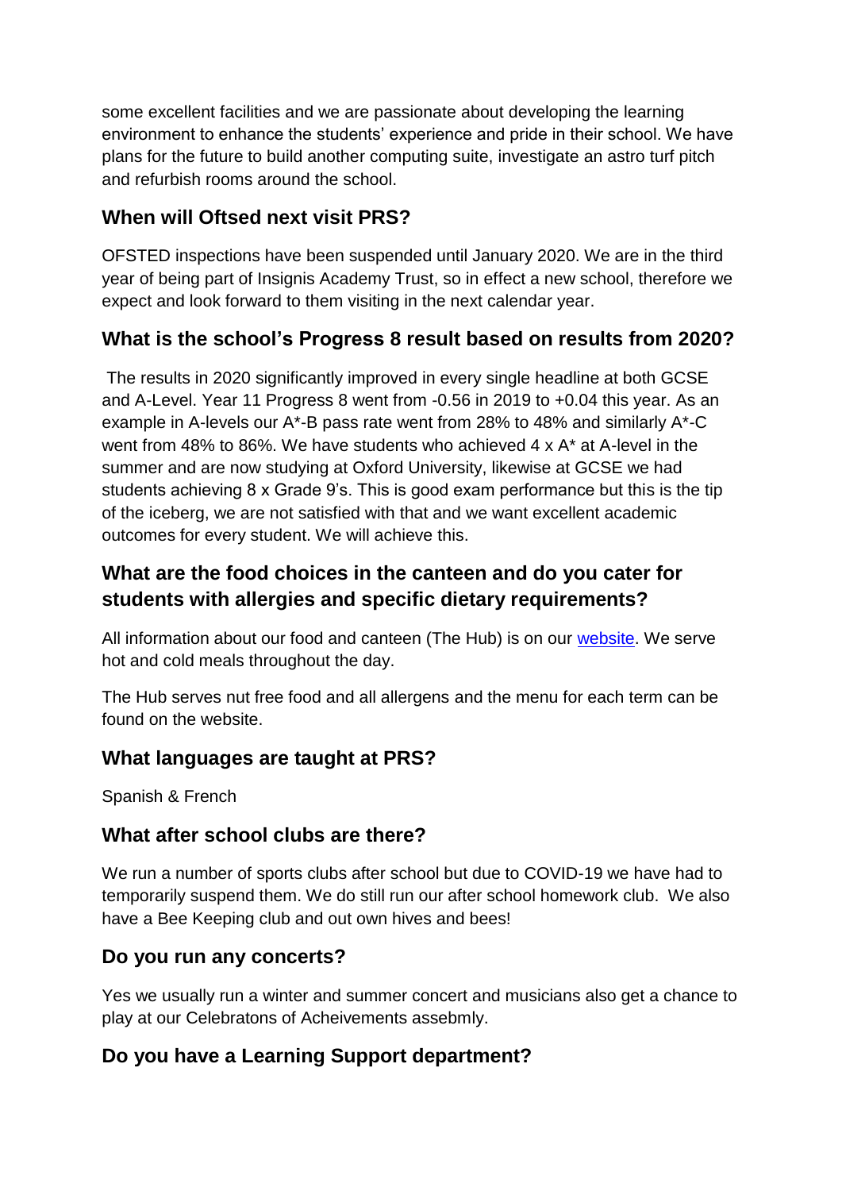some excellent facilities and we are passionate about developing the learning environment to enhance the students' experience and pride in their school. We have plans for the future to build another computing suite, investigate an astro turf pitch and refurbish rooms around the school.

## When will Oftsed next visit PRS?

OFSTED inspections have been suspended until January 2020. We are in the third year of being part of Insignis Academy Trust, so in effect a new school, therefore we expect and look forward to them visiting in the next calendar year.

## What is the school's Progress 8 result based on results from 2020?

The results in 2020 significantly improved in every single headline at both GCSE and A-Level. Year 11 Progress 8 went from -0.56 in 2019 to +0.04 this year. As an example in A-levels our A*-B pass rate went from 28% to 48% and similarly A*-C went from 48% to 86%. We have students who achieved 4 x A* at A-level in the summer and are now studying at Oxford University, likewise at GCSE we had students achieving 8 x Grade 9's. This is good exam performance but this is the tip of the iceberg, we are not satisfied with that and we want excellent academic outcomes for every student. We will achieve this.

## What are the food choices in the canteen and do you cater for students with allergies and specific dietary requirements?

All information about our food and canteen (The Hub) is on our website. We serve hot and cold meals throughout the day.

The Hub serves nut free food and all allergens and the menu for each term can be found on the website.

## What languages are taught at PRS?

Spanish & French

## What after school clubs are there?

We run a number of sports clubs after school but due to COVID-19 we have had to temporarily suspend them. We do still run our after school homework club. We also have a Bee Keeping club and out own hives and bees!

## Do you run any concerts?

Yes we usually run a winter and summer concert and musicians also get a chance to play at our Celebratons of Acheivements assebmly.

## Do you have a Learning Support department?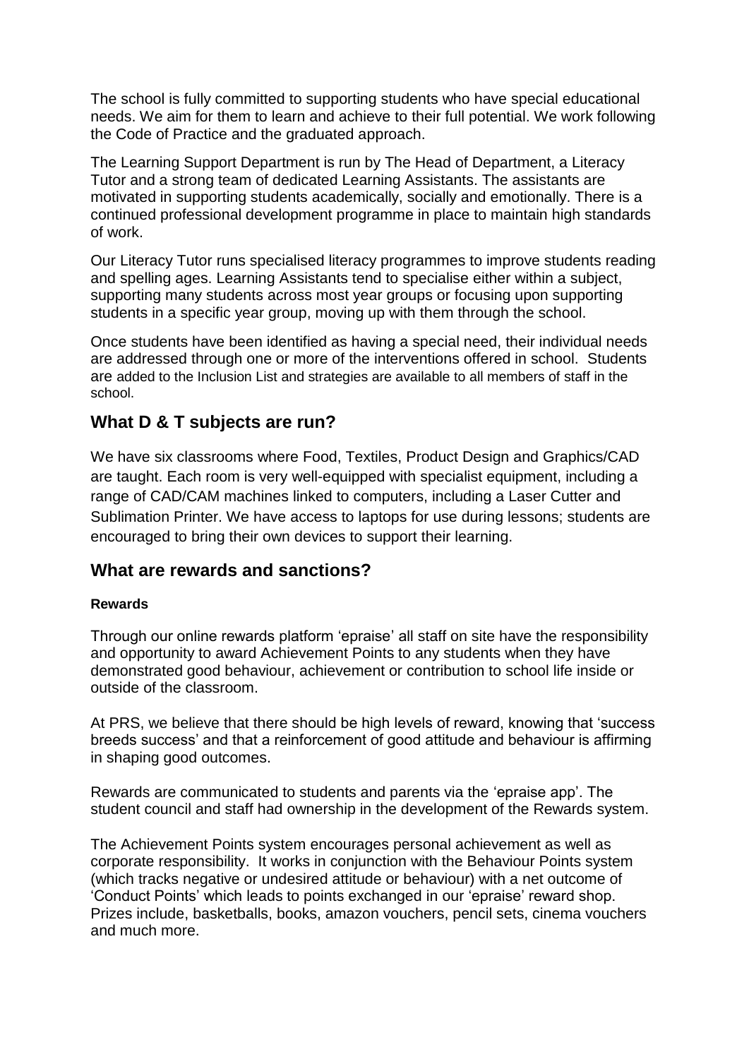The school is fully committed to supporting students who have special educational needs. We aim for them to learn and achieve to their full potential. We work following the Code of Practice and the graduated approach.

The Learning Support Department is run by The Head of Department, a Literacy Tutor and a strong team of dedicated Learning Assistants. The assistants are motivated in supporting students academically, socially and emotionally. There is a continued professional development programme in place to maintain high standards of work.

Our Literacy Tutor runs specialised literacy programmes to improve students reading and spelling ages. Learning Assistants tend to specialise either within a subject, supporting many students across most year groups or focusing upon supporting students in a specific year group, moving up with them through the school.

Once students have been identified as having a special need, their individual needs are addressed through one or more of the interventions offered in school. Students are added to the Inclusion List and strategies are available to all members of staff in the school.

## What D & T subjects are run?

We have six classrooms where Food, Textiles, Product Design and Graphics/CAD are taught. Each room is very well-equipped with specialist equipment, including a range of CAD/CAM machines linked to computers, including a Laser Cutter and Sublimation Printer. We have access to laptops for use during lessons; students are encouraged to bring their own devices to support their learning.

## What are rewards and sanctions?

**Rewards**

Through our online rewards platform 'epraise' all staff on site have the responsibility and opportunity to award Achievement Points to any students when they have demonstrated good behaviour, achievement or contribution to school life inside or outside of the classroom.

At PRS, we believe that there should be high levels of reward, knowing that 'success breeds success' and that a reinforcement of good attitude and behaviour is affirming in shaping good outcomes.

Rewards are communicated to students and parents via the 'epraise app'. The student council and staff had ownership in the development of the Rewards system.

The Achievement Points system encourages personal achievement as well as corporate responsibility. It works in conjunction with the Behaviour Points system (which tracks negative or undesired attitude or behaviour) with a net outcome of 'Conduct Points' which leads to points exchanged in our 'epraise' reward shop. Prizes include, basketballs, books, amazon vouchers, pencil sets, cinema vouchers and much more.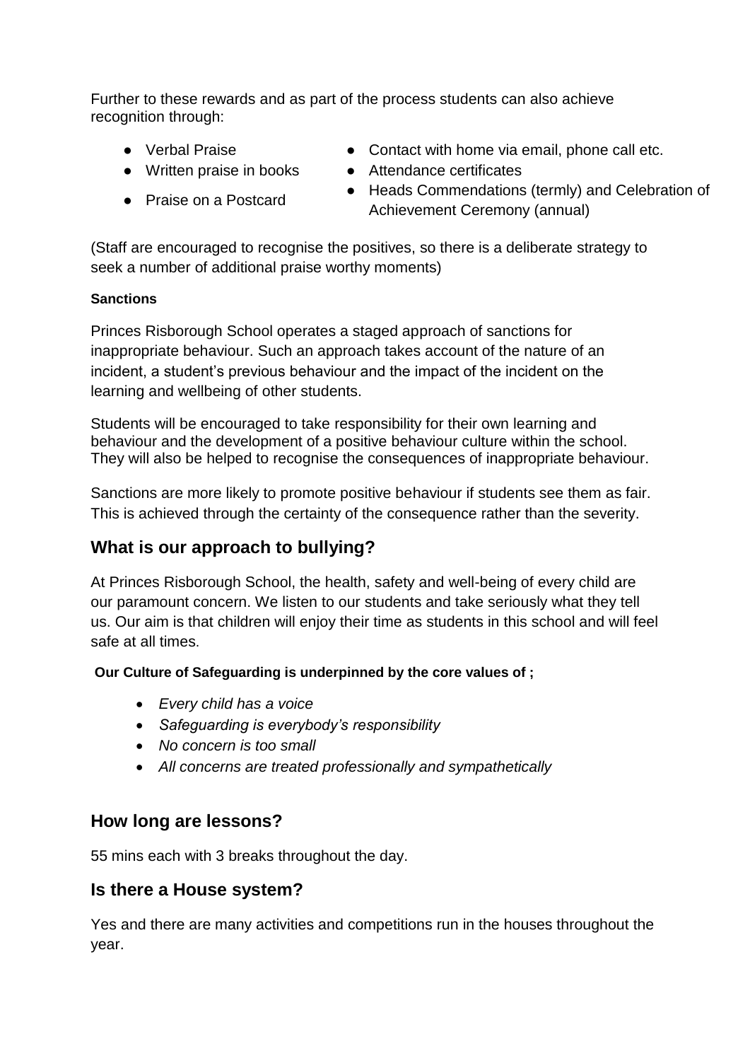Further to these rewards and as part of the process students can also achieve recognition through:

- Verbal Praise
- Written praise in books
- Praise on a Postcard
- Contact with home via email, phone call etc.
- Attendance certificates
- Heads Commendations (termly) and Celebration of Achievement Ceremony (annual)

(Staff are encouraged to recognise the positives, so there is a deliberate strategy to seek a number of additional praise worthy moments)

**Sanctions**

Princes Risborough School operates a staged approach of sanctions for inappropriate behaviour. Such an approach takes account of the nature of an incident, a student's previous behaviour and the impact of the incident on the learning and wellbeing of other students.

Students will be encouraged to take responsibility for their own learning and behaviour and the development of a positive behaviour culture within the school. They will also be helped to recognise the consequences of inappropriate behaviour.

Sanctions are more likely to promote positive behaviour if students see them as fair. This is achieved through the certainty of the consequence rather than the severity.

## What is our approach to bullying?

At Princes Risborough School, the health, safety and well-being of every child are our paramount concern. We listen to our students and take seriously what they tell us. Our aim is that children will enjoy their time as students in this school and will feel safe at all times.

**Our Culture of Safeguarding is underpinned by the core values of ;**

- *Every child has a voice*
- *Safeguarding is everybody's responsibility*
- *No concern is too small*
- *All concerns are treated professionally and sympathetically*

## How long are lessons?

55 mins each with 3 breaks throughout the day.

## Is there a House system?

Yes and there are many activities and competitions run in the houses throughout the year.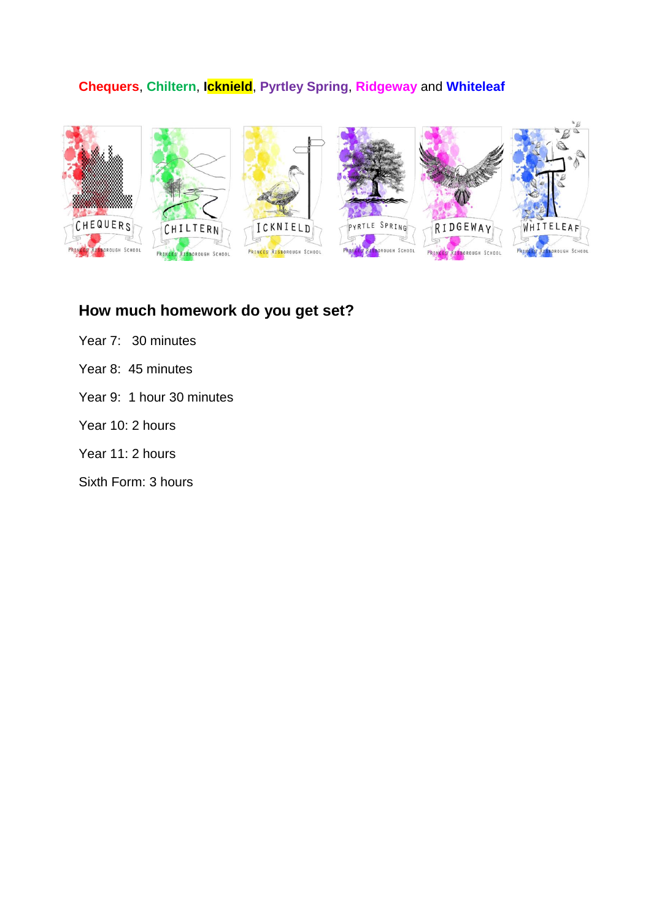**Chequers**, **Chiltern**, **Icknield**, **Pyrtley Spring**, **Ridgeway** and **Whiteleaf**

## How much homework do you get set?

Year 7: 30 minutes

Year 8: 45 minutes

Year 9: 1 hour 30 minutes

Year 10: 2 hours

Year 11: 2 hours

Sixth Form: 3 hours